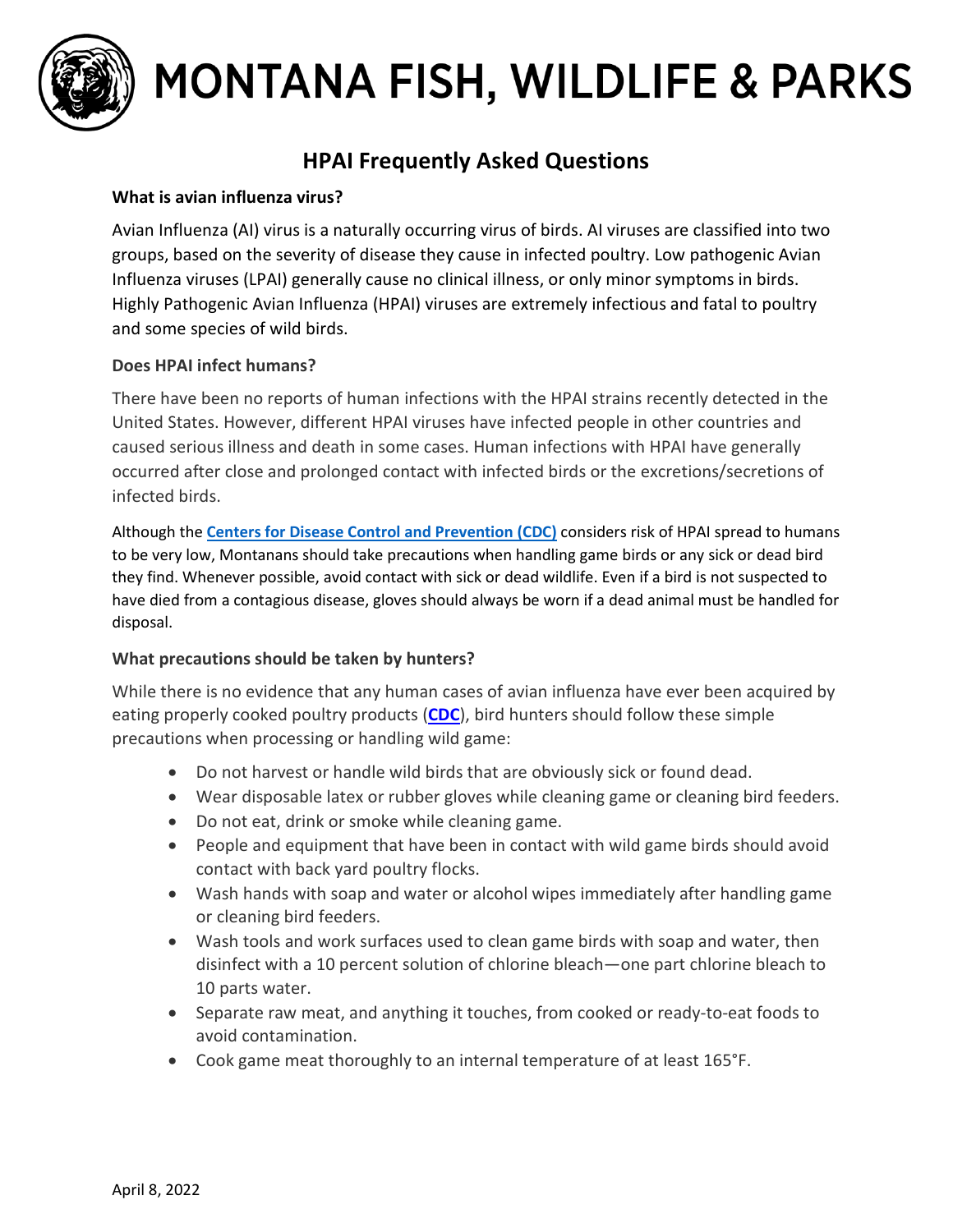# MONTANA FISH, WILDLIFE & PARKS

## HPAI Frequently Asked Questions

**What is avian influenza virus?**

Avian Influenza (AI) virus is a naturally occurring virus of birds. AI viruses are classified into two groups, based on the severity of disease they cause in infected poultry. Low pathogenic Avian Influenza viruses (LPAI) generally cause no clinical illness, or only minor symptoms in birds. Highly Pathogenic Avian Influenza (HPAI) viruses are extremely infectious and fatal to poultry and some species of wild birds.

**Does HPAI infect humans?**

There have been no reports of human infections with the HPAI strains recently detected in the United States. However, different HPAI viruses have infected people in other countries and caused serious illness and death in some cases. Human infections with HPAI have generally occurred after close and prolonged contact with infected birds or the excretions/secretions of infected birds.

Although the **Centers for Disease Control and Prevention (CDC)** considers risk of HPAI spread to humans to be very low, Montanans should take precautions when handling game birds or any sick or dead bird they find. Whenever possible, avoid contact with sick or dead wildlife. Even if a bird is not suspected to have died from a contagious disease, gloves should always be worn if a dead animal must be handled for disposal.

**What precautions should be taken by hunters?**

While there is no evidence that any human cases of avian influenza have ever been acquired by eating properly cooked poultry products (**CDC**), bird hunters should follow these simple precautions when processing or handling wild game:

- Do not harvest or handle wild birds that are obviously sick or found dead.
- Wear disposable latex or rubber gloves while cleaning game or cleaning bird feeders.
- Do not eat, drink or smoke while cleaning game.
- People and equipment that have been in contact with wild game birds should avoid contact with back yard poultry flocks.
- Wash hands with soap and water or alcohol wipes immediately after handling game or cleaning bird feeders.
- Wash tools and work surfaces used to clean game birds with soap and water, then disinfect with a 10 percent solution of chlorine bleach—one part chlorine bleach to 10 parts water.
- Separate raw meat, and anything it touches, from cooked or ready-to-eat foods to avoid contamination.
- Cook game meat thoroughly to an internal temperature of at least 165°F.

April 8, 2022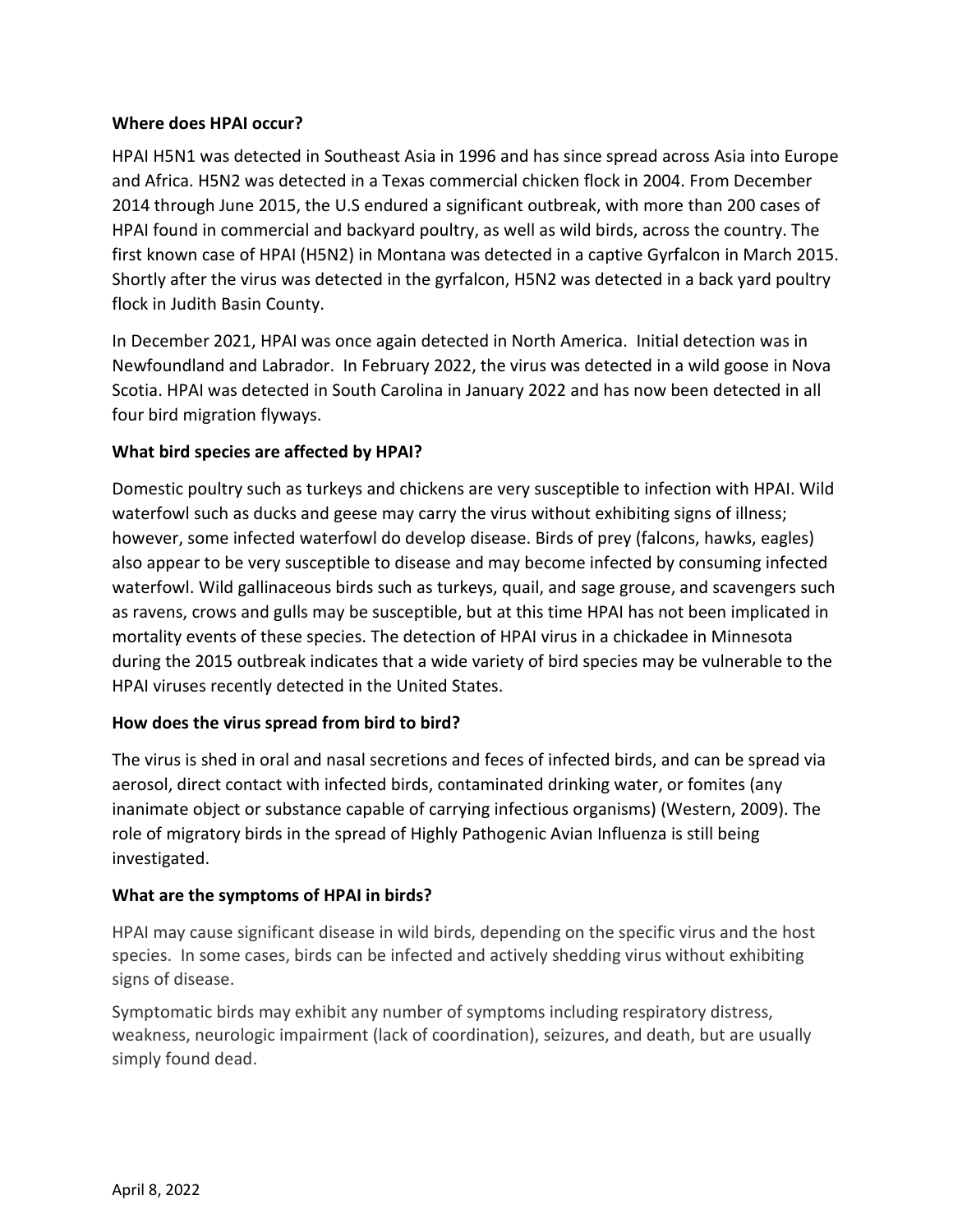**Where does HPAI occur?**

HPAI H5N1 was detected in Southeast Asia in 1996 and has since spread across Asia into Europe and Africa. H5N2 was detected in a Texas commercial chicken flock in 2004. From December 2014 through June 2015, the U.S endured a significant outbreak, with more than 200 cases of HPAI found in commercial and backyard poultry, as well as wild birds, across the country. The first known case of HPAI (H5N2) in Montana was detected in a captive Gyrfalcon in March 2015. Shortly after the virus was detected in the gyrfalcon, H5N2 was detected in a back yard poultry flock in Judith Basin County.

In December 2021, HPAI was once again detected in North America. Initial detection was in Newfoundland and Labrador. In February 2022, the virus was detected in a wild goose in Nova Scotia. HPAI was detected in South Carolina in January 2022 and has now been detected in all four bird migration flyways.

**What bird species are affected by HPAI?**

Domestic poultry such as turkeys and chickens are very susceptible to infection with HPAI. Wild waterfowl such as ducks and geese may carry the virus without exhibiting signs of illness; however, some infected waterfowl do develop disease. Birds of prey (falcons, hawks, eagles) also appear to be very susceptible to disease and may become infected by consuming infected waterfowl. Wild gallinaceous birds such as turkeys, quail, and sage grouse, and scavengers such as ravens, crows and gulls may be susceptible, but at this time HPAI has not been implicated in mortality events of these species. The detection of HPAI virus in a chickadee in Minnesota during the 2015 outbreak indicates that a wide variety of bird species may be vulnerable to the HPAI viruses recently detected in the United States.

**How does the virus spread from bird to bird?**

The virus is shed in oral and nasal secretions and feces of infected birds, and can be spread via aerosol, direct contact with infected birds, contaminated drinking water, or fomites (any inanimate object or substance capable of carrying infectious organisms) (Western, 2009). The role of migratory birds in the spread of Highly Pathogenic Avian Influenza is still being investigated.

**What are the symptoms of HPAI in birds?**

HPAI may cause significant disease in wild birds, depending on the specific virus and the host species. In some cases, birds can be infected and actively shedding virus without exhibiting signs of disease.

Symptomatic birds may exhibit any number of symptoms including respiratory distress, weakness, neurologic impairment (lack of coordination), seizures, and death, but are usually simply found dead.

April 8, 2022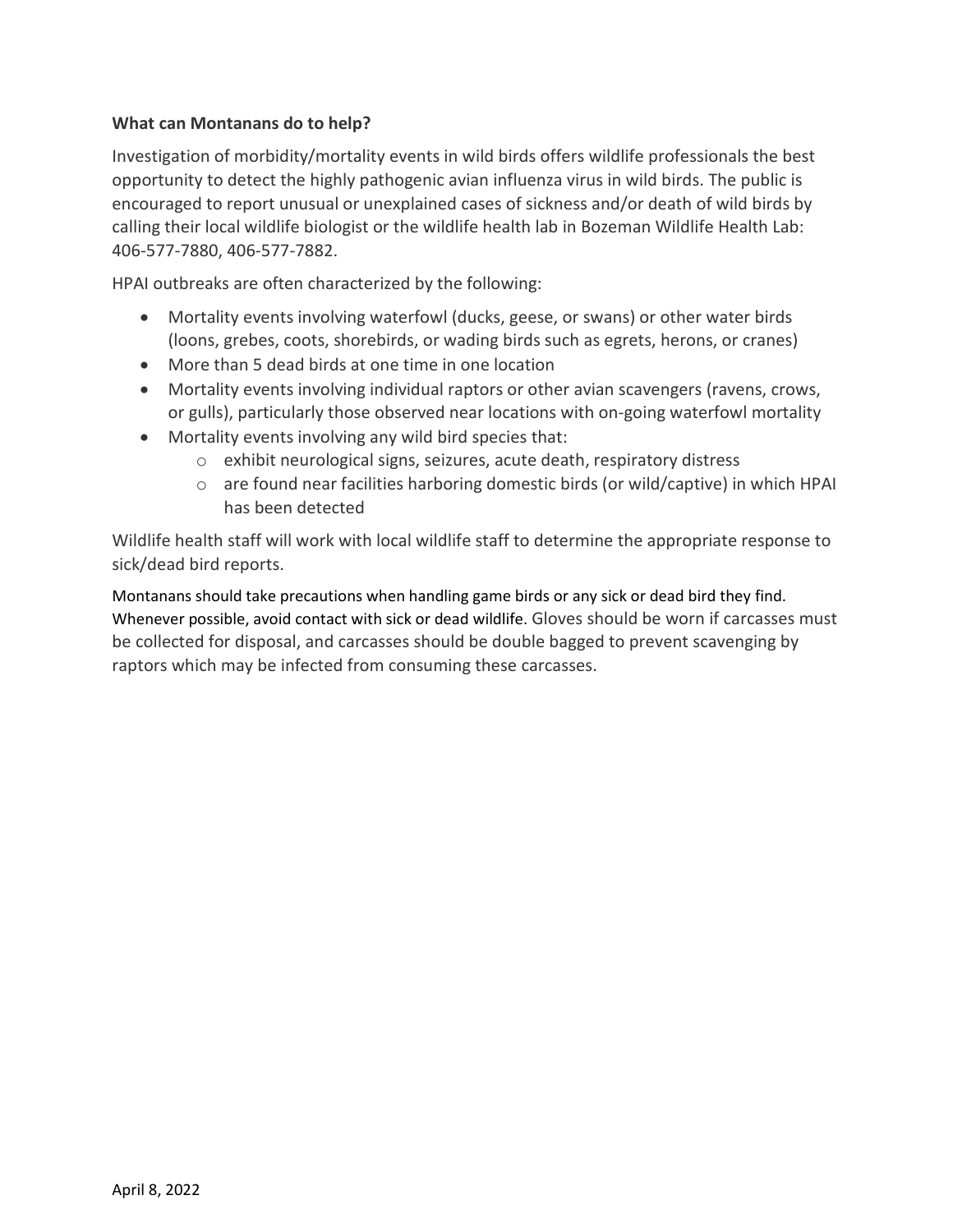**What can Montanans do to help?**

Investigation of morbidity/mortality events in wild birds offers wildlife professionals the best opportunity to detect the highly pathogenic avian influenza virus in wild birds. The public is encouraged to report unusual or unexplained cases of sickness and/or death of wild birds by calling their local wildlife biologist or the wildlife health lab in Bozeman Wildlife Health Lab: 406-577-7880, 406-577-7882.

HPAI outbreaks are often characterized by the following:

- Mortality events involving waterfowl (ducks, geese, or swans) or other water birds (loons, grebes, coots, shorebirds, or wading birds such as egrets, herons, or cranes)
- More than 5 dead birds at one time in one location
- Mortality events involving individual raptors or other avian scavengers (ravens, crows, or gulls), particularly those observed near locations with on-going waterfowl mortality
- Mortality events involving any wild bird species that:
    - exhibit neurological signs, seizures, acute death, respiratory distress
    - are found near facilities harboring domestic birds (or wild/captive) in which HPAI has been detected

Wildlife health staff will work with local wildlife staff to determine the appropriate response to sick/dead bird reports.

Montanans should take precautions when handling game birds or any sick or dead bird they find. Whenever possible, avoid contact with sick or dead wildlife. Gloves should be worn if carcasses must be collected for disposal, and carcasses should be double bagged to prevent scavenging by raptors which may be infected from consuming these carcasses.

April 8, 2022